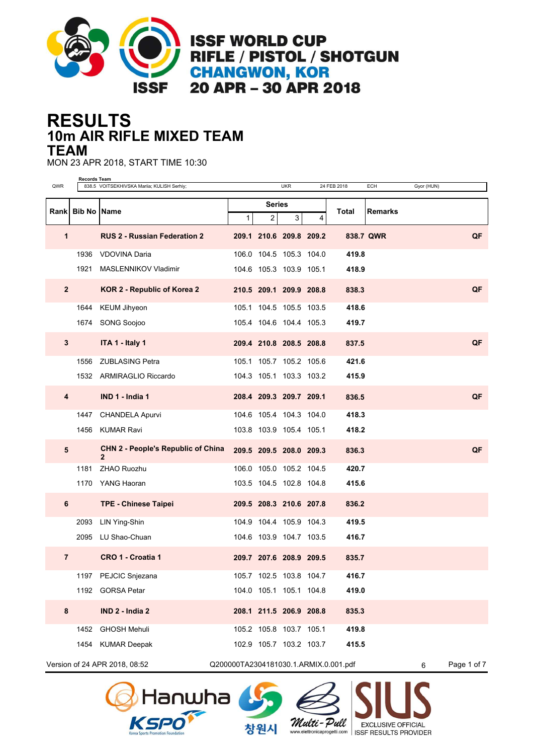# ISSF WORLD CUP
# RIFLE / PISTOL / SHOTGUN
# CHANGWON, KOR
# 20 APR – 30 APR 2018

# RESULTS
## 10m AIR RIFLE MIXED TEAM
## TEAM

MON 23 APR 2018, START TIME 10:30

| Records Team | | | | | | |
|---|---|---|---|---|---|---|
| QWR | 838.5 VOITSEKHIVSKA Mariia; KULISH Serhiy; | UKR | 24 FEB 2018 | ECH | Gyor (HUN) |

| Rank | Bib No | Name | Series 1 | 2 | 3 | 4 | Total | Remarks | |
|---|---|---|---|---|---|---|---|---|---|
| **1** | | **RUS 2 - Russian Federation 2** | **209.1** | **210.6** | **209.8** | **209.2** | **838.7** | **QWR** | **QF** |
| | 1936 | VDOVINA Daria | 106.0 | 104.5 | 105.3 | 104.0 | **419.8** | | |
| | 1921 | MASLENNIKOV Vladimir | 104.6 | 105.3 | 103.9 | 105.1 | **418.9** | | |
| **2** | | **KOR 2 - Republic of Korea 2** | **210.5** | **209.1** | **209.9** | **208.8** | **838.3** | | **QF** |
| | 1644 | KEUM Jihyeon | 105.1 | 104.5 | 105.5 | 103.5 | **418.6** | | |
| | 1674 | SONG Soojoo | 105.4 | 104.6 | 104.4 | 105.3 | **419.7** | | |
| **3** | | **ITA 1 - Italy 1** | **209.4** | **210.8** | **208.5** | **208.8** | **837.5** | | **QF** |
| | 1556 | ZUBLASING Petra | 105.1 | 105.7 | 105.2 | 105.6 | **421.6** | | |
| | 1532 | ARMIRAGLIO Riccardo | 104.3 | 105.1 | 103.3 | 103.2 | **415.9** | | |
| **4** | | **IND 1 - India 1** | **208.4** | **209.3** | **209.7** | **209.1** | **836.5** | | **QF** |
| | 1447 | CHANDELA Apurvi | 104.6 | 105.4 | 104.3 | 104.0 | **418.3** | | |
| | 1456 | KUMAR Ravi | 103.8 | 103.9 | 105.4 | 105.1 | **418.2** | | |
| **5** | | **CHN 2 - People's Republic of China 2** | **209.5** | **209.5** | **208.0** | **209.3** | **836.3** | | **QF** |
| | 1181 | ZHAO Ruozhu | 106.0 | 105.0 | 105.2 | 104.5 | **420.7** | | |
| | 1170 | YANG Haoran | 103.5 | 104.5 | 102.8 | 104.8 | **415.6** | | |
| **6** | | **TPE - Chinese Taipei** | **209.5** | **208.3** | **210.6** | **207.8** | **836.2** | | |
| | 2093 | LIN Ying-Shin | 104.9 | 104.4 | 105.9 | 104.3 | **419.5** | | |
| | 2095 | LU Shao-Chuan | 104.6 | 103.9 | 104.7 | 103.5 | **416.7** | | |
| **7** | | **CRO 1 - Croatia 1** | **209.7** | **207.6** | **208.9** | **209.5** | **835.7** | | |
| | 1197 | PEJCIC Snjezana | 105.7 | 102.5 | 103.8 | 104.7 | **416.7** | | |
| | 1192 | GORSA Petar | 104.0 | 105.1 | 105.1 | 104.8 | **419.0** | | |
| **8** | | **IND 2 - India 2** | **208.1** | **211.5** | **206.9** | **208.8** | **835.3** | | |
| | 1452 | GHOSH Mehuli | 105.2 | 105.8 | 103.7 | 105.1 | **419.8** | | |
| | 1454 | KUMAR Deepak | 102.9 | 105.7 | 103.2 | 103.7 | **415.5** | | |

Version of 24 APR 2018, 08:52 Q200000TA2304181030.1.ARMIX.0.001.pdf 6

Hanwha KSPO 창원시 Multi-Pull SIUS EXCLUSIVE OFFICIAL ISSF RESULTS PROVIDER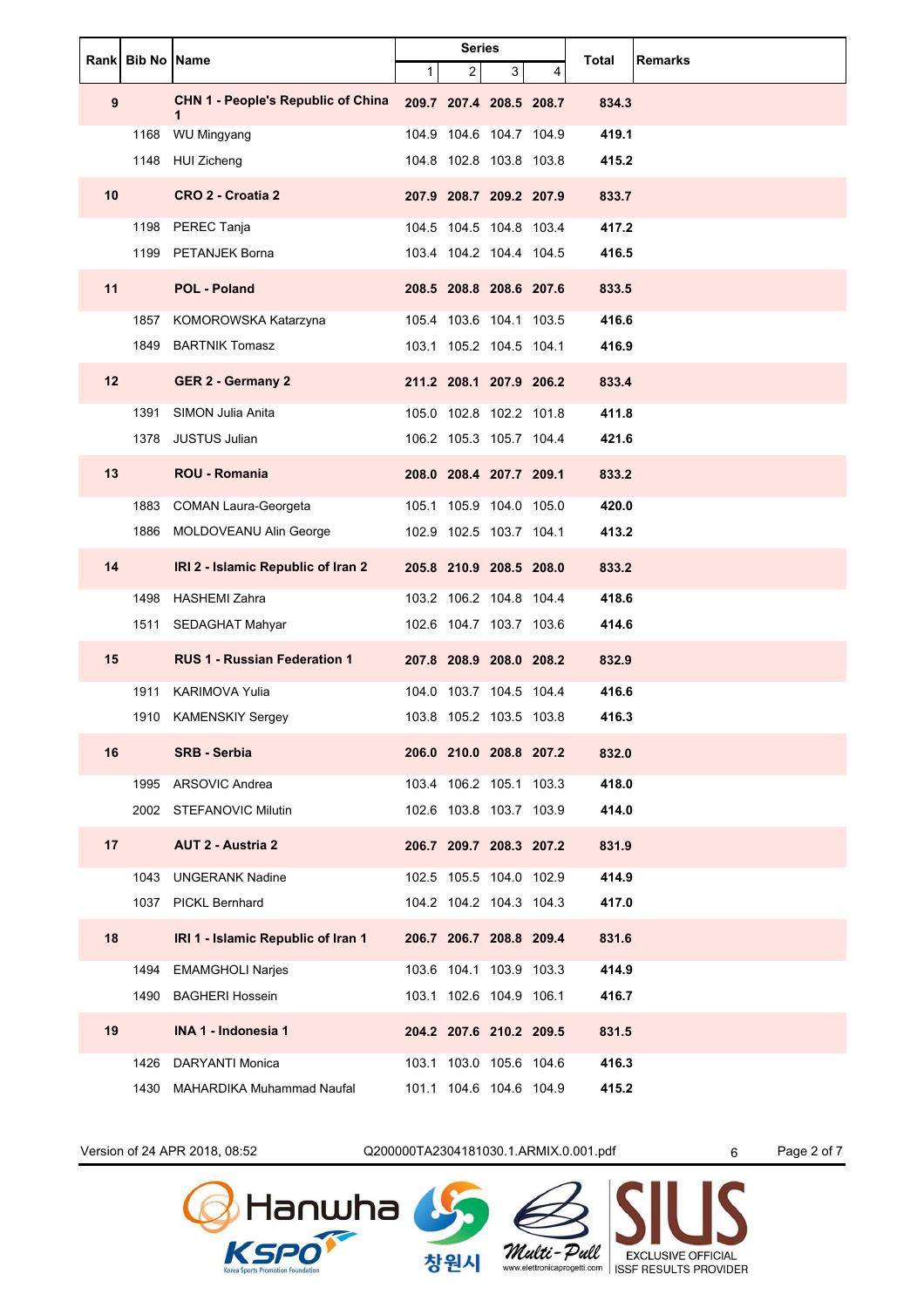| Rank | Bib No | Name | Series | | | | Total | Remarks |
|---|---|---|---|---|---|---|---|---|
| | | | 1 | 2 | 3 | 4 | | |
| **9** | | **CHN 1 - People's Republic of China 1** | **209.7** | **207.4** | **208.5** | **208.7** | **834.3** | |
| | 1168 | WU Mingyang | 104.9 | 104.6 | 104.7 | 104.9 | **419.1** | |
| | 1148 | HUI Zicheng | 104.8 | 102.8 | 103.8 | 103.8 | **415.2** | |
| **10** | | **CRO 2 - Croatia 2** | **207.9** | **208.7** | **209.2** | **207.9** | **833.7** | |
| | 1198 | PEREC Tanja | 104.5 | 104.5 | 104.8 | 103.4 | **417.2** | |
| | 1199 | PETANJEK Borna | 103.4 | 104.2 | 104.4 | 104.5 | **416.5** | |
| **11** | | **POL - Poland** | **208.5** | **208.8** | **208.6** | **207.6** | **833.5** | |
| | 1857 | KOMOROWSKA Katarzyna | 105.4 | 103.6 | 104.1 | 103.5 | **416.6** | |
| | 1849 | BARTNIK Tomasz | 103.1 | 105.2 | 104.5 | 104.1 | **416.9** | |
| **12** | | **GER 2 - Germany 2** | **211.2** | **208.1** | **207.9** | **206.2** | **833.4** | |
| | 1391 | SIMON Julia Anita | 105.0 | 102.8 | 102.2 | 101.8 | **411.8** | |
| | 1378 | JUSTUS Julian | 106.2 | 105.3 | 105.7 | 104.4 | **421.6** | |
| **13** | | **ROU - Romania** | **208.0** | **208.4** | **207.7** | **209.1** | **833.2** | |
| | 1883 | COMAN Laura-Georgeta | 105.1 | 105.9 | 104.0 | 105.0 | **420.0** | |
| | 1886 | MOLDOVEANU Alin George | 102.9 | 102.5 | 103.7 | 104.1 | **413.2** | |
| **14** | | **IRI 2 - Islamic Republic of Iran 2** | **205.8** | **210.9** | **208.5** | **208.0** | **833.2** | |
| | 1498 | HASHEMI Zahra | 103.2 | 106.2 | 104.8 | 104.4 | **418.6** | |
| | 1511 | SEDAGHAT Mahyar | 102.6 | 104.7 | 103.7 | 103.6 | **414.6** | |
| **15** | | **RUS 1 - Russian Federation 1** | **207.8** | **208.9** | **208.0** | **208.2** | **832.9** | |
| | 1911 | KARIMOVA Yulia | 104.0 | 103.7 | 104.5 | 104.4 | **416.6** | |
| | 1910 | KAMENSKIY Sergey | 103.8 | 105.2 | 103.5 | 103.8 | **416.3** | |
| **16** | | **SRB - Serbia** | **206.0** | **210.0** | **208.8** | **207.2** | **832.0** | |
| | 1995 | ARSOVIC Andrea | 103.4 | 106.2 | 105.1 | 103.3 | **418.0** | |
| | 2002 | STEFANOVIC Milutin | 102.6 | 103.8 | 103.7 | 103.9 | **414.0** | |
| **17** | | **AUT 2 - Austria 2** | **206.7** | **209.7** | **208.3** | **207.2** | **831.9** | |
| | 1043 | UNGERANK Nadine | 102.5 | 105.5 | 104.0 | 102.9 | **414.9** | |
| | 1037 | PICKL Bernhard | 104.2 | 104.2 | 104.3 | 104.3 | **417.0** | |
| **18** | | **IRI 1 - Islamic Republic of Iran 1** | **206.7** | **206.7** | **208.8** | **209.4** | **831.6** | |
| | 1494 | EMAMGHOLI Narjes | 103.6 | 104.1 | 103.9 | 103.3 | **414.9** | |
| | 1490 | BAGHERI Hossein | 103.1 | 102.6 | 104.9 | 106.1 | **416.7** | |
| **19** | | **INA 1 - Indonesia 1** | **204.2** | **207.6** | **210.2** | **209.5** | **831.5** | |
| | 1426 | DARYANTI Monica | 103.1 | 103.0 | 105.6 | 104.6 | **416.3** | |
| | 1430 | MAHARDIKA Muhammad Naufal | 101.1 | 104.6 | 104.6 | 104.9 | **415.2** | |

Version of 24 APR 2018, 08:52 Q200000TA2304181030.1.ARMIX.0.001.pdf 6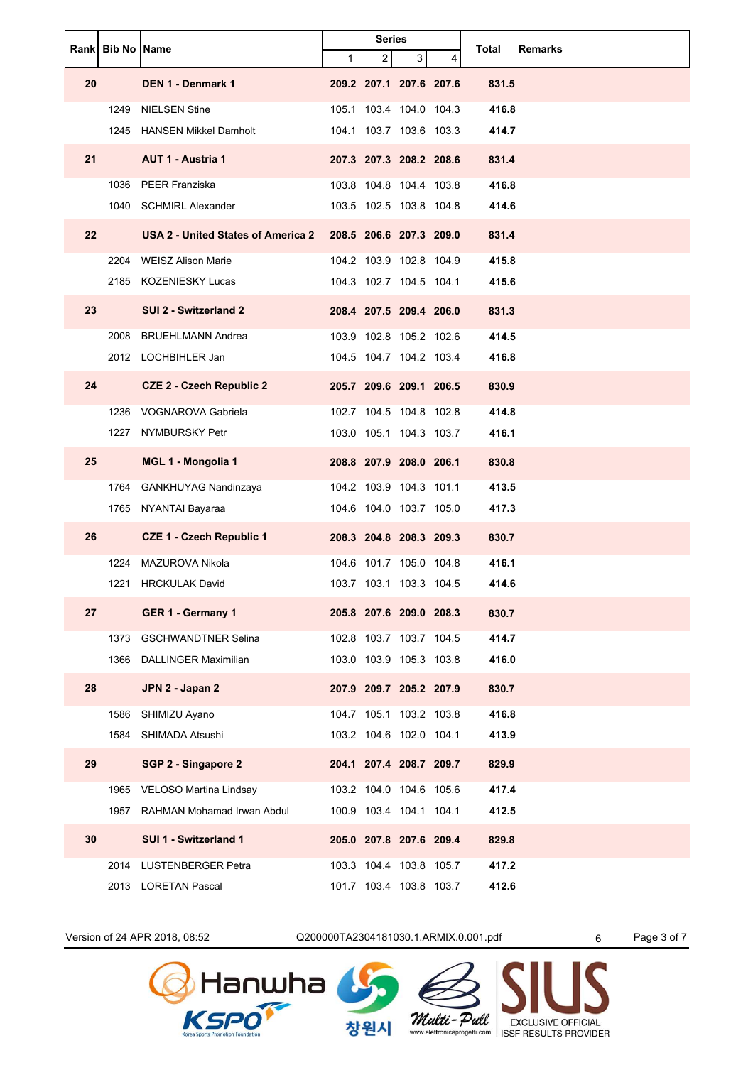| Rank | Bib No | Name | Series | | | | Total | Remarks |
|---|---|---|---|---|---|---|---|---|
| | | | 1 | 2 | 3 | 4 | | |
| **20** | | **DEN 1 - Denmark 1** | **209.2** | **207.1** | **207.6** | **207.6** | **831.5** | |
| | 1249 | NIELSEN Stine | 105.1 | 103.4 | 104.0 | 104.3 | **416.8** | |
| | 1245 | HANSEN Mikkel Damholt | 104.1 | 103.7 | 103.6 | 103.3 | **414.7** | |
| **21** | | **AUT 1 - Austria 1** | **207.3** | **207.3** | **208.2** | **208.6** | **831.4** | |
| | 1036 | PEER Franziska | 103.8 | 104.8 | 104.4 | 103.8 | **416.8** | |
| | 1040 | SCHMIRL Alexander | 103.5 | 102.5 | 103.8 | 104.8 | **414.6** | |
| **22** | | **USA 2 - United States of America 2** | **208.5** | **206.6** | **207.3** | **209.0** | **831.4** | |
| | 2204 | WEISZ Alison Marie | 104.2 | 103.9 | 102.8 | 104.9 | **415.8** | |
| | 2185 | KOZENIESKY Lucas | 104.3 | 102.7 | 104.5 | 104.1 | **415.6** | |
| **23** | | **SUI 2 - Switzerland 2** | **208.4** | **207.5** | **209.4** | **206.0** | **831.3** | |
| | 2008 | BRUEHLMANN Andrea | 103.9 | 102.8 | 105.2 | 102.6 | **414.5** | |
| | 2012 | LOCHBIHLER Jan | 104.5 | 104.7 | 104.2 | 103.4 | **416.8** | |
| **24** | | **CZE 2 - Czech Republic 2** | **205.7** | **209.6** | **209.1** | **206.5** | **830.9** | |
| | 1236 | VOGNAROVA Gabriela | 102.7 | 104.5 | 104.8 | 102.8 | **414.8** | |
| | 1227 | NYMBURSKY Petr | 103.0 | 105.1 | 104.3 | 103.7 | **416.1** | |
| **25** | | **MGL 1 - Mongolia 1** | **208.8** | **207.9** | **208.0** | **206.1** | **830.8** | |
| | 1764 | GANKHUYAG Nandinzaya | 104.2 | 103.9 | 104.3 | 101.1 | **413.5** | |
| | 1765 | NYANTAI Bayaraa | 104.6 | 104.0 | 103.7 | 105.0 | **417.3** | |
| **26** | | **CZE 1 - Czech Republic 1** | **208.3** | **204.8** | **208.3** | **209.3** | **830.7** | |
| | 1224 | MAZUROVA Nikola | 104.6 | 101.7 | 105.0 | 104.8 | **416.1** | |
| | 1221 | HRCKULAK David | 103.7 | 103.1 | 103.3 | 104.5 | **414.6** | |
| **27** | | **GER 1 - Germany 1** | **205.8** | **207.6** | **209.0** | **208.3** | **830.7** | |
| | 1373 | GSCHWANDTNER Selina | 102.8 | 103.7 | 103.7 | 104.5 | **414.7** | |
| | 1366 | DALLINGER Maximilian | 103.0 | 103.9 | 105.3 | 103.8 | **416.0** | |
| **28** | | **JPN 2 - Japan 2** | **207.9** | **209.7** | **205.2** | **207.9** | **830.7** | |
| | 1586 | SHIMIZU Ayano | 104.7 | 105.1 | 103.2 | 103.8 | **416.8** | |
| | 1584 | SHIMADA Atsushi | 103.2 | 104.6 | 102.0 | 104.1 | **413.9** | |
| **29** | | **SGP 2 - Singapore 2** | **204.1** | **207.4** | **208.7** | **209.7** | **829.9** | |
| | 1965 | VELOSO Martina Lindsay | 103.2 | 104.0 | 104.6 | 105.6 | **417.4** | |
| | 1957 | RAHMAN Mohamad Irwan Abdul | 100.9 | 103.4 | 104.1 | 104.1 | **412.5** | |
| **30** | | **SUI 1 - Switzerland 1** | **205.0** | **207.8** | **207.6** | **209.4** | **829.8** | |
| | 2014 | LUSTENBERGER Petra | 103.3 | 104.4 | 103.8 | 105.7 | **417.2** | |
| | 2013 | LORETAN Pascal | 101.7 | 103.4 | 103.8 | 103.7 | **412.6** | |

Version of 24 APR 2018, 08:52 Q200000TA2304181030.1.ARMIX.0.001.pdf 6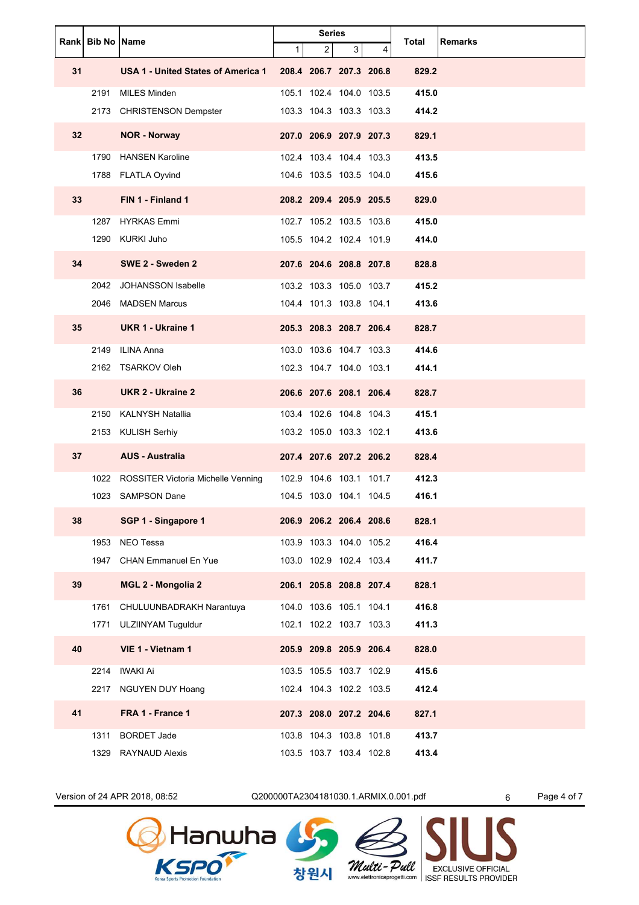| Rank | Bib No | Name | Series 1 | 2 | 3 | 4 | Total | Remarks |
|---|---|---|---|---|---|---|---|---|
| **31** | | **USA 1 - United States of America 1** | **208.4** | **206.7** | **207.3** | **206.8** | **829.2** | |
| | 2191 | MILES Minden | 105.1 | 102.4 | 104.0 | 103.5 | **415.0** | |
| | 2173 | CHRISTENSON Dempster | 103.3 | 104.3 | 103.3 | 103.3 | **414.2** | |
| **32** | | **NOR - Norway** | **207.0** | **206.9** | **207.9** | **207.3** | **829.1** | |
| | 1790 | HANSEN Karoline | 102.4 | 103.4 | 104.4 | 103.3 | **413.5** | |
| | 1788 | FLATLA Oyvind | 104.6 | 103.5 | 103.5 | 104.0 | **415.6** | |
| **33** | | **FIN 1 - Finland 1** | **208.2** | **209.4** | **205.9** | **205.5** | **829.0** | |
| | 1287 | HYRKAS Emmi | 102.7 | 105.2 | 103.5 | 103.6 | **415.0** | |
| | 1290 | KURKI Juho | 105.5 | 104.2 | 102.4 | 101.9 | **414.0** | |
| **34** | | **SWE 2 - Sweden 2** | **207.6** | **204.6** | **208.8** | **207.8** | **828.8** | |
| | 2042 | JOHANSSON Isabelle | 103.2 | 103.3 | 105.0 | 103.7 | **415.2** | |
| | 2046 | MADSEN Marcus | 104.4 | 101.3 | 103.8 | 104.1 | **413.6** | |
| **35** | | **UKR 1 - Ukraine 1** | **205.3** | **208.3** | **208.7** | **206.4** | **828.7** | |
| | 2149 | ILINA Anna | 103.0 | 103.6 | 104.7 | 103.3 | **414.6** | |
| | 2162 | TSARKOV Oleh | 102.3 | 104.7 | 104.0 | 103.1 | **414.1** | |
| **36** | | **UKR 2 - Ukraine 2** | **206.6** | **207.6** | **208.1** | **206.4** | **828.7** | |
| | 2150 | KALNYSH Natallia | 103.4 | 102.6 | 104.8 | 104.3 | **415.1** | |
| | 2153 | KULISH Serhiy | 103.2 | 105.0 | 103.3 | 102.1 | **413.6** | |
| **37** | | **AUS - Australia** | **207.4** | **207.6** | **207.2** | **206.2** | **828.4** | |
| | 1022 | ROSSITER Victoria Michelle Venning | 102.9 | 104.6 | 103.1 | 101.7 | **412.3** | |
| | 1023 | SAMPSON Dane | 104.5 | 103.0 | 104.1 | 104.5 | **416.1** | |
| **38** | | **SGP 1 - Singapore 1** | **206.9** | **206.2** | **206.4** | **208.6** | **828.1** | |
| | 1953 | NEO Tessa | 103.9 | 103.3 | 104.0 | 105.2 | **416.4** | |
| | 1947 | CHAN Emmanuel En Yue | 103.0 | 102.9 | 102.4 | 103.4 | **411.7** | |
| **39** | | **MGL 2 - Mongolia 2** | **206.1** | **205.8** | **208.8** | **207.4** | **828.1** | |
| | 1761 | CHULUUNBADRAKH Narantuya | 104.0 | 103.6 | 105.1 | 104.1 | **416.8** | |
| | 1771 | ULZIINYAM Tuguldur | 102.1 | 102.2 | 103.7 | 103.3 | **411.3** | |
| **40** | | **VIE 1 - Vietnam 1** | **205.9** | **209.8** | **205.9** | **206.4** | **828.0** | |
| | 2214 | IWAKI Ai | 103.5 | 105.5 | 103.7 | 102.9 | **415.6** | |
| | 2217 | NGUYEN DUY Hoang | 102.4 | 104.3 | 102.2 | 103.5 | **412.4** | |
| **41** | | **FRA 1 - France 1** | **207.3** | **208.0** | **207.2** | **204.6** | **827.1** | |
| | 1311 | BORDET Jade | 103.8 | 104.3 | 103.8 | 101.8 | **413.7** | |
| | 1329 | RAYNAUD Alexis | 103.5 | 103.7 | 103.4 | 102.8 | **413.4** | |

Version of 24 APR 2018, 08:52 Q200000TA2304181030.1.ARMIX.0.001.pdf 6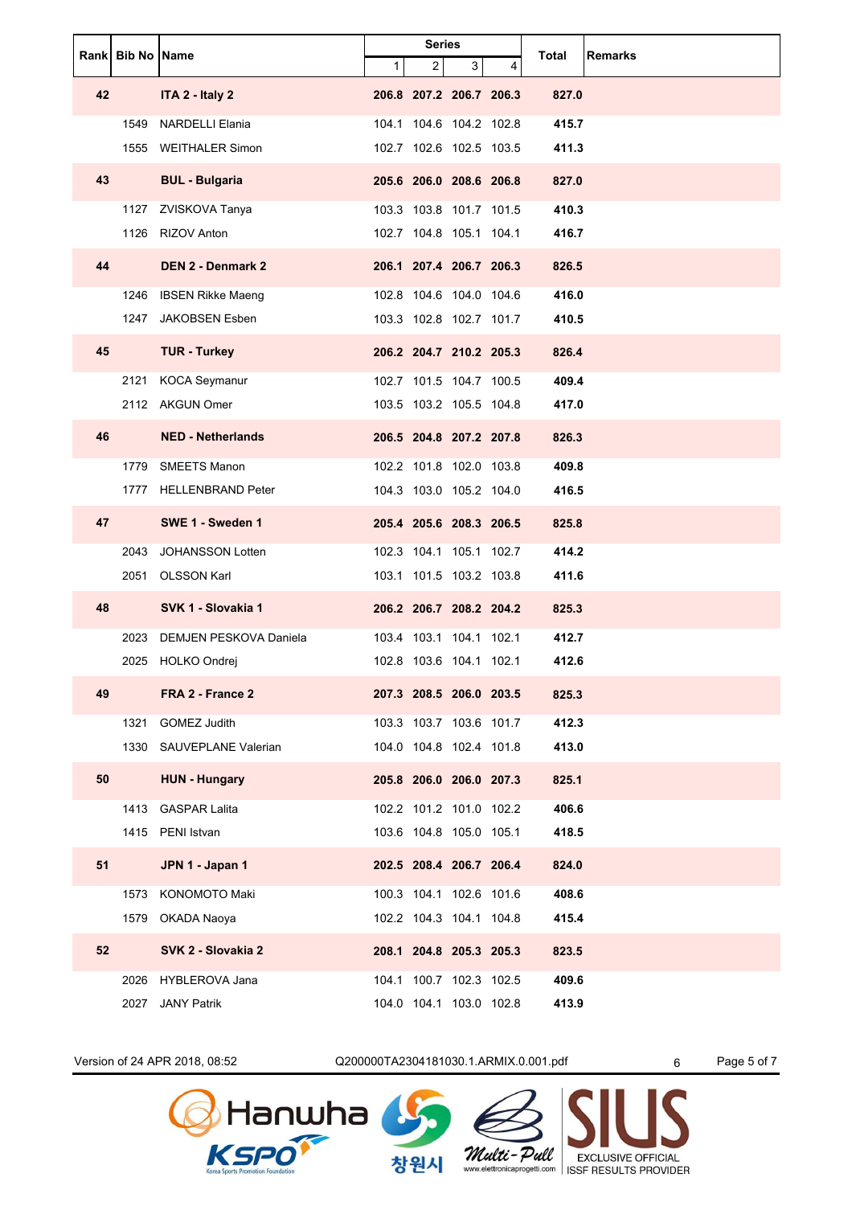| Rank | Bib No | Name | Series | | | | Total | Remarks |
|---|---|---|---|---|---|---|---|---|
| | | | 1 | 2 | 3 | 4 | | |
| **42** | | **ITA 2 - Italy 2** | **206.8** | **207.2** | **206.7** | **206.3** | **827.0** | |
| | 1549 | NARDELLI Elania | 104.1 | 104.6 | 104.2 | 102.8 | **415.7** | |
| | 1555 | WEITHALER Simon | 102.7 | 102.6 | 102.5 | 103.5 | **411.3** | |
| **43** | | **BUL - Bulgaria** | **205.6** | **206.0** | **208.6** | **206.8** | **827.0** | |
| | 1127 | ZVISKOVA Tanya | 103.3 | 103.8 | 101.7 | 101.5 | **410.3** | |
| | 1126 | RIZOV Anton | 102.7 | 104.8 | 105.1 | 104.1 | **416.7** | |
| **44** | | **DEN 2 - Denmark 2** | **206.1** | **207.4** | **206.7** | **206.3** | **826.5** | |
| | 1246 | IBSEN Rikke Maeng | 102.8 | 104.6 | 104.0 | 104.6 | **416.0** | |
| | 1247 | JAKOBSEN Esben | 103.3 | 102.8 | 102.7 | 101.7 | **410.5** | |
| **45** | | **TUR - Turkey** | **206.2** | **204.7** | **210.2** | **205.3** | **826.4** | |
| | 2121 | KOCA Seymanur | 102.7 | 101.5 | 104.7 | 100.5 | **409.4** | |
| | 2112 | AKGUN Omer | 103.5 | 103.2 | 105.5 | 104.8 | **417.0** | |
| **46** | | **NED - Netherlands** | **206.5** | **204.8** | **207.2** | **207.8** | **826.3** | |
| | 1779 | SMEETS Manon | 102.2 | 101.8 | 102.0 | 103.8 | **409.8** | |
| | 1777 | HELLENBRAND Peter | 104.3 | 103.0 | 105.2 | 104.0 | **416.5** | |
| **47** | | **SWE 1 - Sweden 1** | **205.4** | **205.6** | **208.3** | **206.5** | **825.8** | |
| | 2043 | JOHANSSON Lotten | 102.3 | 104.1 | 105.1 | 102.7 | **414.2** | |
| | 2051 | OLSSON Karl | 103.1 | 101.5 | 103.2 | 103.8 | **411.6** | |
| **48** | | **SVK 1 - Slovakia 1** | **206.2** | **206.7** | **208.2** | **204.2** | **825.3** | |
| | 2023 | DEMJEN PESKOVA Daniela | 103.4 | 103.1 | 104.1 | 102.1 | **412.7** | |
| | 2025 | HOLKO Ondrej | 102.8 | 103.6 | 104.1 | 102.1 | **412.6** | |
| **49** | | **FRA 2 - France 2** | **207.3** | **208.5** | **206.0** | **203.5** | **825.3** | |
| | 1321 | GOMEZ Judith | 103.3 | 103.7 | 103.6 | 101.7 | **412.3** | |
| | 1330 | SAUVEPLANE Valerian | 104.0 | 104.8 | 102.4 | 101.8 | **413.0** | |
| **50** | | **HUN - Hungary** | **205.8** | **206.0** | **206.0** | **207.3** | **825.1** | |
| | 1413 | GASPAR Lalita | 102.2 | 101.2 | 101.0 | 102.2 | **406.6** | |
| | 1415 | PENI Istvan | 103.6 | 104.8 | 105.0 | 105.1 | **418.5** | |
| **51** | | **JPN 1 - Japan 1** | **202.5** | **208.4** | **206.7** | **206.4** | **824.0** | |
| | 1573 | KONOMOTO Maki | 100.3 | 104.1 | 102.6 | 101.6 | **408.6** | |
| | 1579 | OKADA Naoya | 102.2 | 104.3 | 104.1 | 104.8 | **415.4** | |
| **52** | | **SVK 2 - Slovakia 2** | **208.1** | **204.8** | **205.3** | **205.3** | **823.5** | |
| | 2026 | HYBLEROVA Jana | 104.1 | 100.7 | 102.3 | 102.5 | **409.6** | |
| | 2027 | JANY Patrik | 104.0 | 104.1 | 103.0 | 102.8 | **413.9** | |

Version of 24 APR 2018, 08:52 Q200000TA2304181030.1.ARMIX.0.001.pdf 6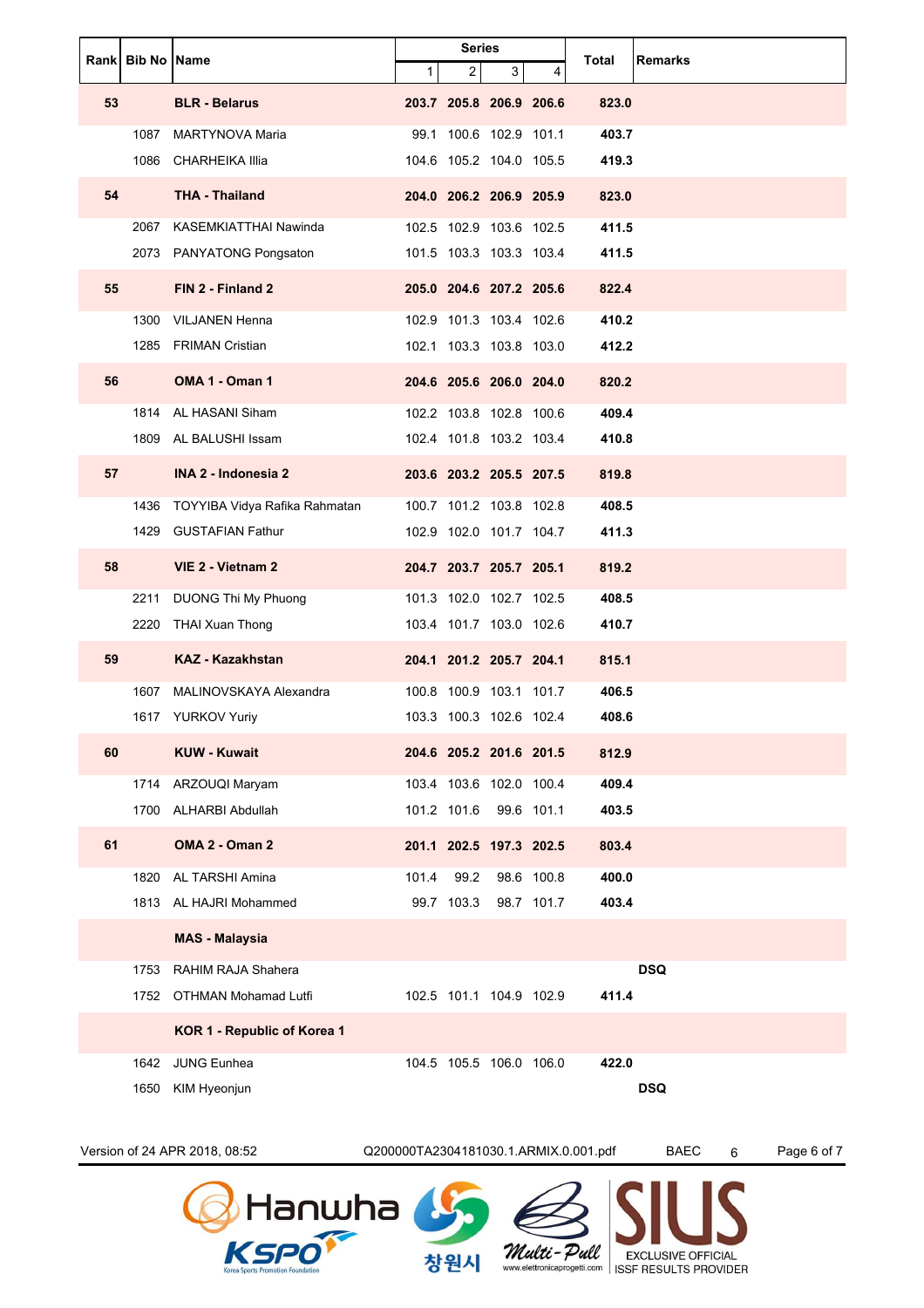| Rank | Bib No | Name | Series | | | | Total | Remarks |
|---|---|---|---|---|---|---|---|---|
| | | | 1 | 2 | 3 | 4 | | |
| **53** | | **BLR - Belarus** | **203.7** | **205.8** | **206.9** | **206.6** | **823.0** | |
| | 1087 | MARTYNOVA Maria | 99.1 | 100.6 | 102.9 | 101.1 | **403.7** | |
| | 1086 | CHARHEIKA Illia | 104.6 | 105.2 | 104.0 | 105.5 | **419.3** | |
| **54** | | **THA - Thailand** | **204.0** | **206.2** | **206.9** | **205.9** | **823.0** | |
| | 2067 | KASEMKIATTHAI Nawinda | 102.5 | 102.9 | 103.6 | 102.5 | **411.5** | |
| | 2073 | PANYATONG Pongsaton | 101.5 | 103.3 | 103.3 | 103.4 | **411.5** | |
| **55** | | **FIN 2 - Finland 2** | **205.0** | **204.6** | **207.2** | **205.6** | **822.4** | |
| | 1300 | VILJANEN Henna | 102.9 | 101.3 | 103.4 | 102.6 | **410.2** | |
| | 1285 | FRIMAN Cristian | 102.1 | 103.3 | 103.8 | 103.0 | **412.2** | |
| **56** | | **OMA 1 - Oman 1** | **204.6** | **205.6** | **206.0** | **204.0** | **820.2** | |
| | 1814 | AL HASANI Siham | 102.2 | 103.8 | 102.8 | 100.6 | **409.4** | |
| | 1809 | AL BALUSHI Issam | 102.4 | 101.8 | 103.2 | 103.4 | **410.8** | |
| **57** | | **INA 2 - Indonesia 2** | **203.6** | **203.2** | **205.5** | **207.5** | **819.8** | |
| | 1436 | TOYYIBA Vidya Rafika Rahmatan | 100.7 | 101.2 | 103.8 | 102.8 | **408.5** | |
| | 1429 | GUSTAFIAN Fathur | 102.9 | 102.0 | 101.7 | 104.7 | **411.3** | |
| **58** | | **VIE 2 - Vietnam 2** | **204.7** | **203.7** | **205.7** | **205.1** | **819.2** | |
| | 2211 | DUONG Thi My Phuong | 101.3 | 102.0 | 102.7 | 102.5 | **408.5** | |
| | 2220 | THAI Xuan Thong | 103.4 | 101.7 | 103.0 | 102.6 | **410.7** | |
| **59** | | **KAZ - Kazakhstan** | **204.1** | **201.2** | **205.7** | **204.1** | **815.1** | |
| | 1607 | MALINOVSKAYA Alexandra | 100.8 | 100.9 | 103.1 | 101.7 | **406.5** | |
| | 1617 | YURKOV Yuriy | 103.3 | 100.3 | 102.6 | 102.4 | **408.6** | |
| **60** | | **KUW - Kuwait** | **204.6** | **205.2** | **201.6** | **201.5** | **812.9** | |
| | 1714 | ARZOUQI Maryam | 103.4 | 103.6 | 102.0 | 100.4 | **409.4** | |
| | 1700 | ALHARBI Abdullah | 101.2 | 101.6 | 99.6 | 101.1 | **403.5** | |
| **61** | | **OMA 2 - Oman 2** | **201.1** | **202.5** | **197.3** | **202.5** | **803.4** | |
| | 1820 | AL TARSHI Amina | 101.4 | 99.2 | 98.6 | 100.8 | **400.0** | |
| | 1813 | AL HAJRI Mohammed | 99.7 | 103.3 | 98.7 | 101.7 | **403.4** | |
| | | **MAS - Malaysia** | | | | | | |
| | 1753 | RAHIM RAJA Shahera | | | | | | **DSQ** |
| | 1752 | OTHMAN Mohamad Lutfi | 102.5 | 101.1 | 104.9 | 102.9 | **411.4** | |
| | | **KOR 1 - Republic of Korea 1** | | | | | | |
| | 1642 | JUNG Eunhea | 104.5 | 105.5 | 106.0 | 106.0 | **422.0** | |
| | 1650 | KIM Hyeonjun | | | | | | **DSQ** |

Version of 24 APR 2018, 08:52 Q200000TA2304181030.1.ARMIX.0.001.pdf BAEC 6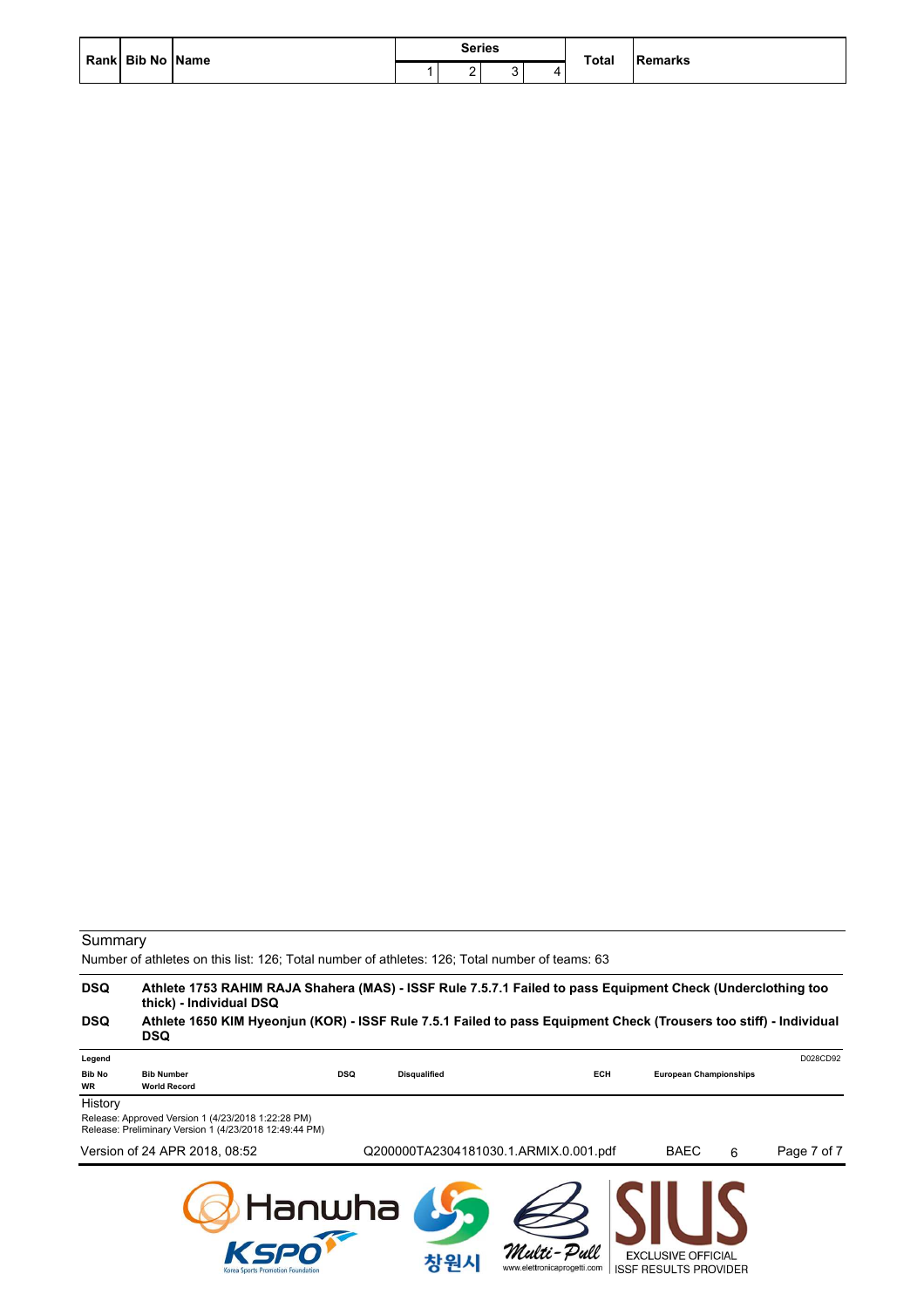| Rank | Bib No | Name | Series | | | | Total | Remarks |
|---|---|---|---|---|---|---|---|---|
| | | | 1 | 2 | 3 | 4 | | |

## Summary

Number of athletes on this list: 126; Total number of athletes: 126; Total number of teams: 63

| | |
|---|---|
| **DSQ** | **Athlete 1753 RAHIM RAJA Shahera (MAS) - ISSF Rule 7.5.7.1 Failed to pass Equipment Check (Underclothing too thick) - Individual DSQ** |
| **DSQ** | **Athlete 1650 KIM Hyeonjun (KOR) - ISSF Rule 7.5.1 Failed to pass Equipment Check (Trousers too stiff) - Individual DSQ** |

**Legend**

| | | | | | |
|---|---|---|---|---|---|
| **Bib No** | **Bib Number** | **DSQ** | **Disqualified** | **ECH** | **European Championships** |
| **WR** | **World Record** | | | | |

History

Release: Approved Version 1 (4/23/2018 1:22:28 PM)
Release: Preliminary Version 1 (4/23/2018 12:49:44 PM)

Version of 24 APR 2018, 08:52 Q200000TA2304181030.1.ARMIX.0.001.pdf BAEC 6